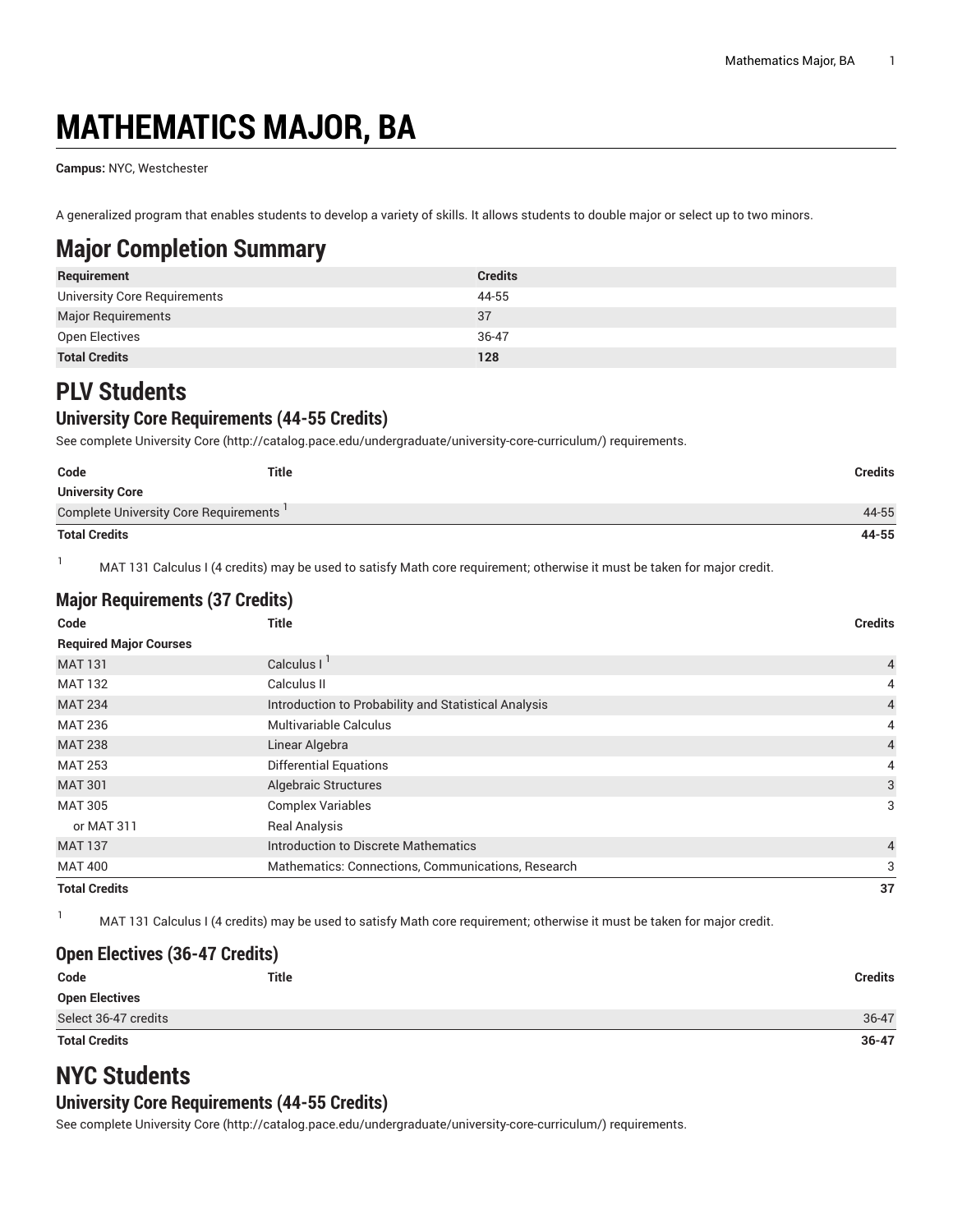# MATHEMATICS MAJOR, BA

**Campus:** NYC, Westchester

A generalized program that enables students to develop a variety of skills. It allows students to double major or select up to two minors.

## Major Completion Summary

| Requirement | Credits |
|---|---|
| University Core Requirements | 44-55 |
| Major Requirements | 37 |
| Open Electives | 36-47 |
| **Total Credits** | **128** |

## PLV Students

### University Core Requirements (44-55 Credits)

See complete University Core (http://catalog.pace.edu/undergraduate/university-core-curriculum/) requirements.

| Code | Title | Credits |
|---|---|---|
| **University Core** | | |
| Complete University Core Requirements [1] | | 44-55 |
| **Total Credits** | | **44-55** |

[1] MAT 131 Calculus I (4 credits) may be used to satisfy Math core requirement; otherwise it must be taken for major credit.

### Major Requirements (37 Credits)

| Code | Title | Credits |
|---|---|---|
| **Required Major Courses** | | |
| MAT 131 | Calculus I [1] | 4 |
| MAT 132 | Calculus II | 4 |
| MAT 234 | Introduction to Probability and Statistical Analysis | 4 |
| MAT 236 | Multivariable Calculus | 4 |
| MAT 238 | Linear Algebra | 4 |
| MAT 253 | Differential Equations | 4 |
| MAT 301 | Algebraic Structures | 3 |
| MAT 305 | Complex Variables | 3 |
| or MAT 311 | Real Analysis | |
| MAT 137 | Introduction to Discrete Mathematics | 4 |
| MAT 400 | Mathematics: Connections, Communications, Research | 3 |
| **Total Credits** | | **37** |

[1] MAT 131 Calculus I (4 credits) may be used to satisfy Math core requirement; otherwise it must be taken for major credit.

### Open Electives (36-47 Credits)

| Code | Title | Credits |
|---|---|---|
| **Open Electives** | | |
| Select 36-47 credits | | 36-47 |
| **Total Credits** | | **36-47** |

## NYC Students

### University Core Requirements (44-55 Credits)

See complete University Core (http://catalog.pace.edu/undergraduate/university-core-curriculum/) requirements.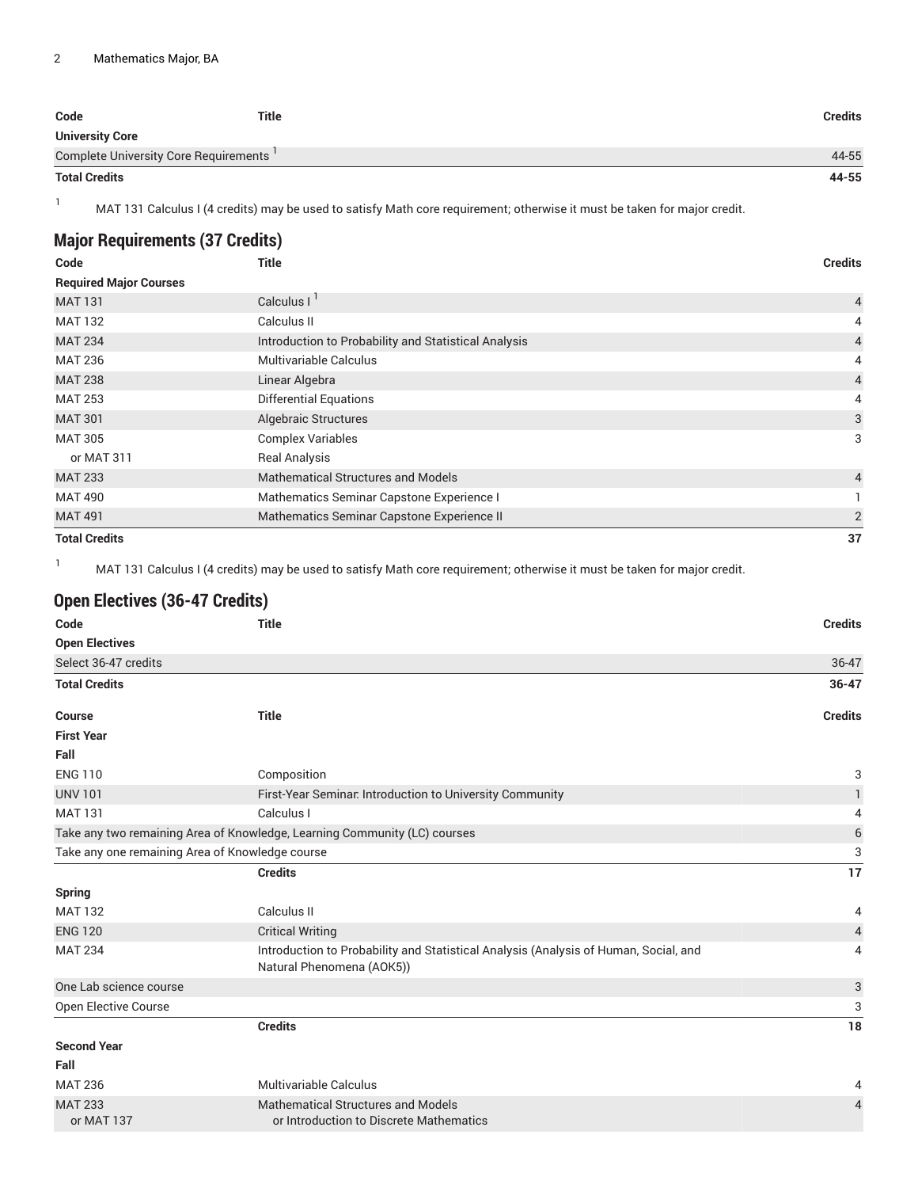| Code | Title | Credits |
|---|---|---|
| **University Core** | | |
| Complete University Core Requirements [1] | | 44-55 |
| **Total Credits** | | **44-55** |

1. MAT 131 Calculus I (4 credits) may be used to satisfy Math core requirement; otherwise it must be taken for major credit.

## Major Requirements (37 Credits)

| Code | Title | Credits |
|---|---|---|
| **Required Major Courses** | | |
| MAT 131 | Calculus I [1] | 4 |
| MAT 132 | Calculus II | 4 |
| MAT 234 | Introduction to Probability and Statistical Analysis | 4 |
| MAT 236 | Multivariable Calculus | 4 |
| MAT 238 | Linear Algebra | 4 |
| MAT 253 | Differential Equations | 4 |
| MAT 301 | Algebraic Structures | 3 |
| MAT 305 | Complex Variables | 3 |
| or MAT 311 | Real Analysis | |
| MAT 233 | Mathematical Structures and Models | 4 |
| MAT 490 | Mathematics Seminar Capstone Experience I | 1 |
| MAT 491 | Mathematics Seminar Capstone Experience II | 2 |
| **Total Credits** | | **37** |

1. MAT 131 Calculus I (4 credits) may be used to satisfy Math core requirement; otherwise it must be taken for major credit.

## Open Electives (36-47 Credits)

| Code | Title | Credits |
|---|---|---|
| **Open Electives** | | |
| Select 36-47 credits | | 36-47 |
| **Total Credits** | | **36-47** |

| Course | Title | Credits |
|---|---|---|
| **First Year** | | |
| **Fall** | | |
| ENG 110 | Composition | 3 |
| UNV 101 | First-Year Seminar: Introduction to University Community | 1 |
| MAT 131 | Calculus I | 4 |
| Take any two remaining Area of Knowledge, Learning Community (LC) courses | | 6 |
| Take any one remaining Area of Knowledge course | | 3 |
| | **Credits** | **17** |
| **Spring** | | |
| MAT 132 | Calculus II | 4 |
| ENG 120 | Critical Writing | 4 |
| MAT 234 | Introduction to Probability and Statistical Analysis (Analysis of Human, Social, and Natural Phenomena (AOK5)) | 4 |
| One Lab science course | | 3 |
| Open Elective Course | | 3 |
| | **Credits** | **18** |
| **Second Year** | | |
| **Fall** | | |
| MAT 236 | Multivariable Calculus | 4 |
| MAT 233 or MAT 137 | Mathematical Structures and Models or Introduction to Discrete Mathematics | 4 |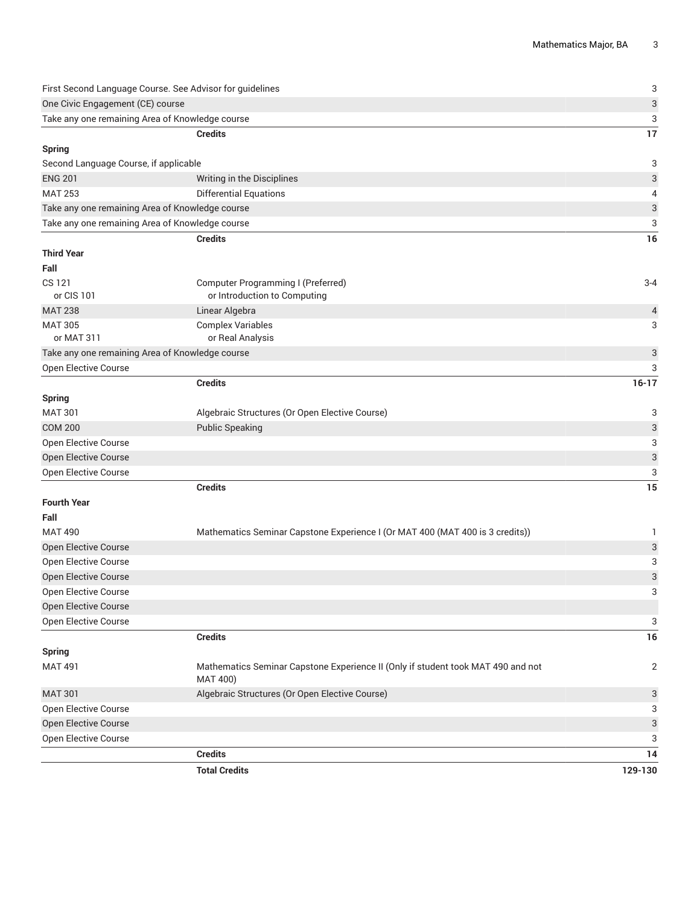| | | |
|---|---|---|
| First Second Language Course. See Advisor for guidelines | | 3 |
| One Civic Engagement (CE) course | | 3 |
| Take any one remaining Area of Knowledge course | | 3 |
| | **Credits** | **17** |
| **Spring** | | |
| Second Language Course, if applicable | | 3 |
| ENG 201 | Writing in the Disciplines | 3 |
| MAT 253 | Differential Equations | 4 |
| Take any one remaining Area of Knowledge course | | 3 |
| Take any one remaining Area of Knowledge course | | 3 |
| | **Credits** | **16** |
| **Third Year** | | |
| **Fall** | | |
| CS 121<br>or CIS 101 | Computer Programming I (Preferred)<br>or Introduction to Computing | 3-4 |
| MAT 238 | Linear Algebra | 4 |
| MAT 305<br>or MAT 311 | Complex Variables<br>or Real Analysis | 3 |
| Take any one remaining Area of Knowledge course | | 3 |
| Open Elective Course | | 3 |
| | **Credits** | **16-17** |
| **Spring** | | |
| MAT 301 | Algebraic Structures (Or Open Elective Course) | 3 |
| COM 200 | Public Speaking | 3 |
| Open Elective Course | | 3 |
| Open Elective Course | | 3 |
| Open Elective Course | | 3 |
| | **Credits** | **15** |
| **Fourth Year** | | |
| **Fall** | | |
| MAT 490 | Mathematics Seminar Capstone Experience I (Or MAT 400 (MAT 400 is 3 credits)) | 1 |
| Open Elective Course | | 3 |
| Open Elective Course | | 3 |
| Open Elective Course | | 3 |
| Open Elective Course | | 3 |
| Open Elective Course | | |
| Open Elective Course | | 3 |
| | **Credits** | **16** |
| **Spring** | | |
| MAT 491 | Mathematics Seminar Capstone Experience II (Only if student took MAT 490 and not MAT 400) | 2 |
| MAT 301 | Algebraic Structures (Or Open Elective Course) | 3 |
| Open Elective Course | | 3 |
| Open Elective Course | | 3 |
| Open Elective Course | | 3 |
| | **Credits** | **14** |
| | **Total Credits** | **129-130** |